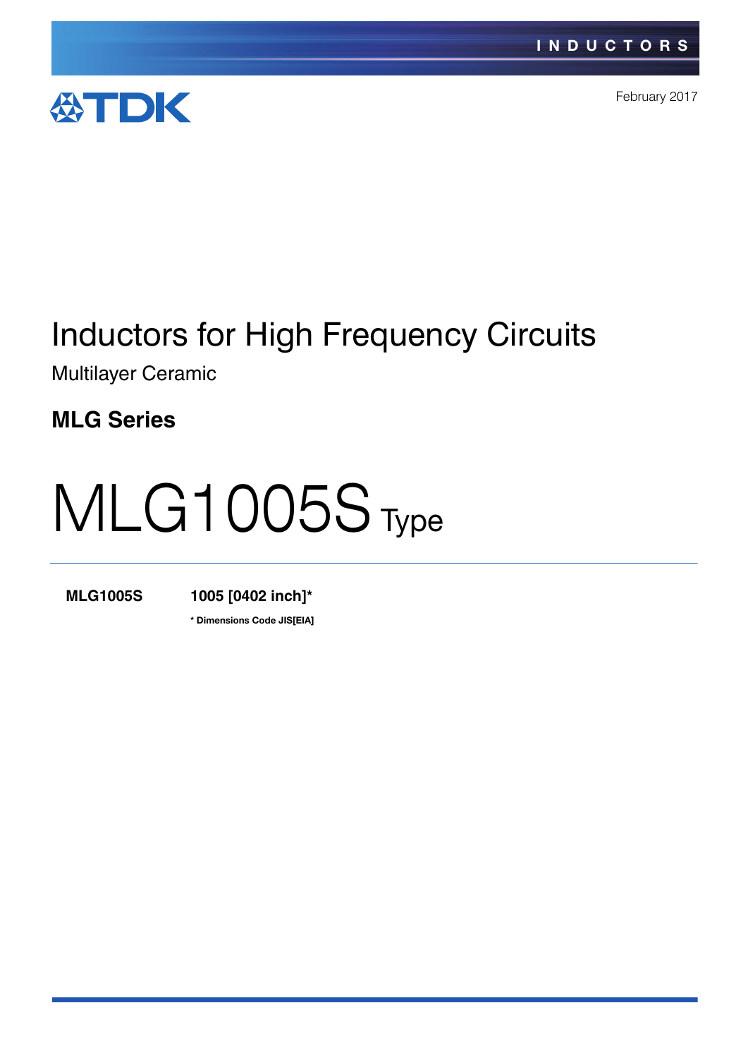INDUCTORS

TDK

February 2017

# Inductors for High Frequency Circuits

Multilayer Ceramic

## MLG Series

# MLG1005S Type

**MLG1005S** **1005 [0402 inch]***

*** Dimensions Code JIS[EIA]**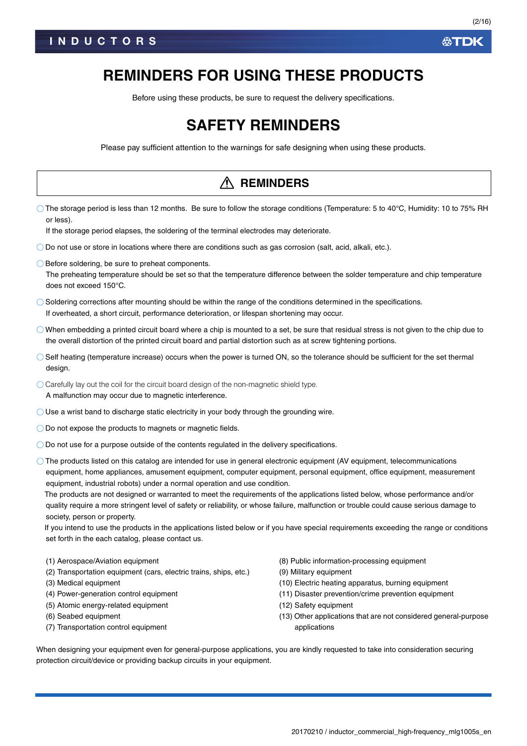# REMINDERS FOR USING THESE PRODUCTS

Before using these products, be sure to request the delivery specifications.

# SAFETY REMINDERS

Please pay sufficient attention to the warnings for safe designing when using these products.

## ⚠ REMINDERS

- ◯ The storage period is less than 12 months. Be sure to follow the storage conditions (Temperature: 5 to 40°C, Humidity: 10 to 75% RH or less).
  If the storage period elapses, the soldering of the terminal electrodes may deteriorate.
- ◯ Do not use or store in locations where there are conditions such as gas corrosion (salt, acid, alkali, etc.).
- ◯ Before soldering, be sure to preheat components.
  The preheating temperature should be set so that the temperature difference between the solder temperature and chip temperature does not exceed 150°C.
- ◯ Soldering corrections after mounting should be within the range of the conditions determined in the specifications.
  If overheated, a short circuit, performance deterioration, or lifespan shortening may occur.
- ◯ When embedding a printed circuit board where a chip is mounted to a set, be sure that residual stress is not given to the chip due to the overall distortion of the printed circuit board and partial distortion such as at screw tightening portions.
- ◯ Self heating (temperature increase) occurs when the power is turned ON, so the tolerance should be sufficient for the set thermal design.
- ◯ Carefully lay out the coil for the circuit board design of the non-magnetic shield type.
  A malfunction may occur due to magnetic interference.
- ◯ Use a wrist band to discharge static electricity in your body through the grounding wire.
- ◯ Do not expose the products to magnets or magnetic fields.
- ◯ Do not use for a purpose outside of the contents regulated in the delivery specifications.
- ◯ The products listed on this catalog are intended for use in general electronic equipment (AV equipment, telecommunications equipment, home appliances, amusement equipment, computer equipment, personal equipment, office equipment, measurement equipment, industrial robots) under a normal operation and use condition.
  The products are not designed or warranted to meet the requirements of the applications listed below, whose performance and/or quality require a more stringent level of safety or reliability, or whose failure, malfunction or trouble could cause serious damage to society, person or property.
  If you intend to use the products in the applications listed below or if you have special requirements exceeding the range or conditions set forth in the each catalog, please contact us.

(1) Aerospace/Aviation equipment
(2) Transportation equipment (cars, electric trains, ships, etc.)
(3) Medical equipment
(4) Power-generation control equipment
(5) Atomic energy-related equipment
(6) Seabed equipment
(7) Transportation control equipment
(8) Public information-processing equipment
(9) Military equipment
(10) Electric heating apparatus, burning equipment
(11) Disaster prevention/crime prevention equipment
(12) Safety equipment
(13) Other applications that are not considered general-purpose applications

When designing your equipment even for general-purpose applications, you are kindly requested to take into consideration securing protection circuit/device or providing backup circuits in your equipment.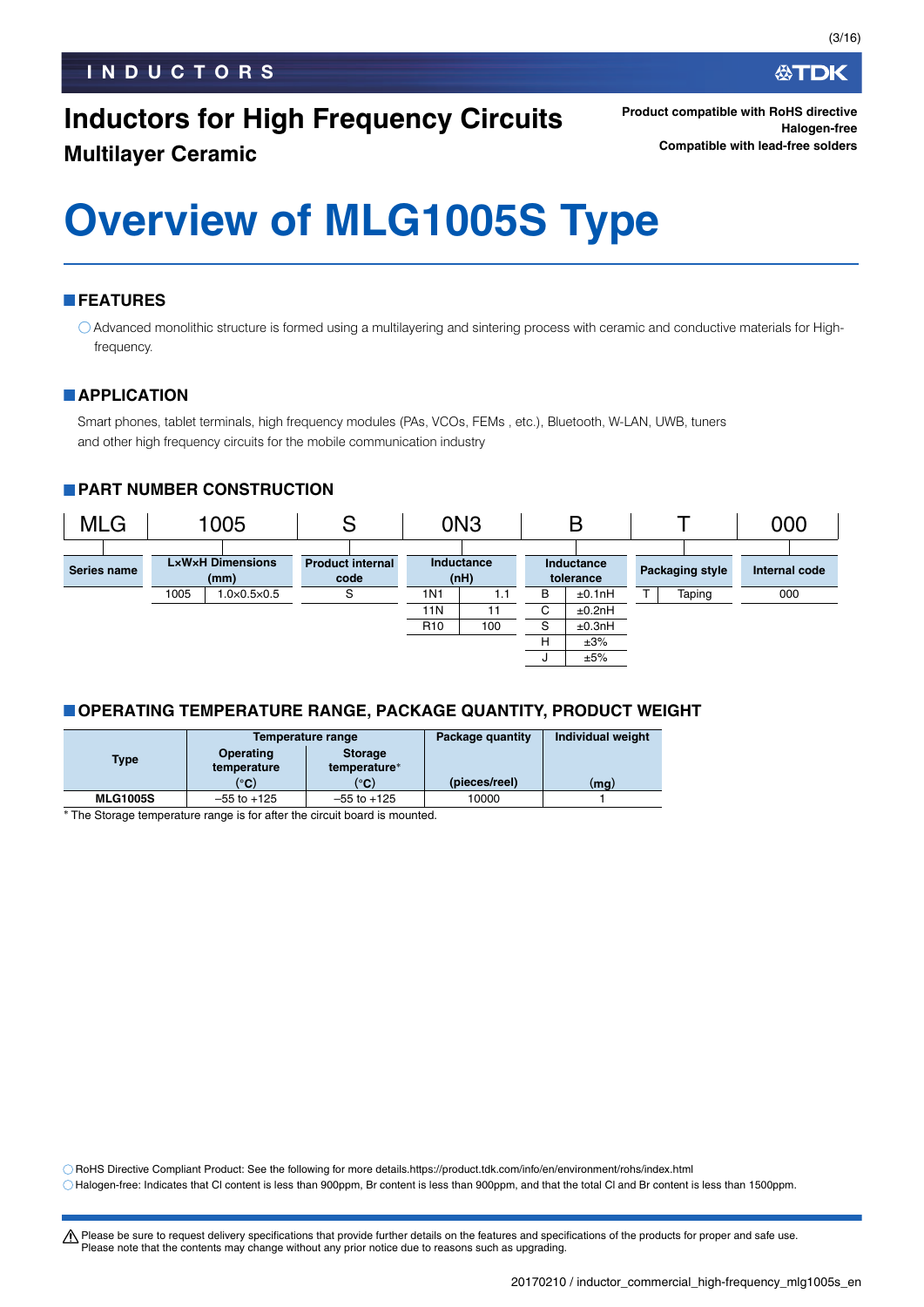# Inductors for High Frequency Circuits

## Multilayer Ceramic

**Product compatible with RoHS directive**
**Halogen-free**
**Compatible with lead-free solders**

# Overview of MLG1005S Type

## FEATURES

○ Advanced monolithic structure is formed using a multilayering and sintering process with ceramic and conductive materials for High-frequency.

## APPLICATION

Smart phones, tablet terminals, high frequency modules (PAs, VCOs, FEMs , etc.), Bluetooth, W-LAN, UWB, tuners and other high frequency circuits for the mobile communication industry

## PART NUMBER CONSTRUCTION

| MLG | 1005 | S | 0N3 | B | T | 000 |
|---|---|---|---|---|---|---|
| Series name | L×W×H Dimensions (mm) | Product internal code | Inductance (nH) | Inductance tolerance | Packaging style | Internal code |

**L×W×H Dimensions (mm)**

| 1005 | 1.0×0.5×0.5 |
|---|---|

**Product internal code**: S

**Inductance (nH)**

| Code | nH |
|---|---|
| 1N1 | 1.1 |
| 11N | 11 |
| R10 | 100 |

**Inductance tolerance**

| Code | Tolerance |
|---|---|
| B | ±0.1nH |
| C | ±0.2nH |
| S | ±0.3nH |
| H | ±3% |
| J | ±5% |

**Packaging style**

| T | Taping |
|---|---|

**Internal code**: 000

## OPERATING TEMPERATURE RANGE, PACKAGE QUANTITY, PRODUCT WEIGHT

| Type | Temperature range | | Package quantity | Individual weight |
|---|---|---|---|---|
| | Operating temperature (°C) | Storage temperature* (°C) | (pieces/reel) | (mg) |
| **MLG1005S** | –55 to +125 | –55 to +125 | 10000 | 1 |

\* The Storage temperature range is for after the circuit board is mounted.

○ RoHS Directive Compliant Product: See the following for more details.https://product.tdk.com/info/en/environment/rohs/index.html
○ Halogen-free: Indicates that Cl content is less than 900ppm, Br content is less than 900ppm, and that the total Cl and Br content is less than 1500ppm.

⚠ Please be sure to request delivery specifications that provide further details on the features and specifications of the products for proper and safe use.
Please note that the contents may change without any prior notice due to reasons such as upgrading.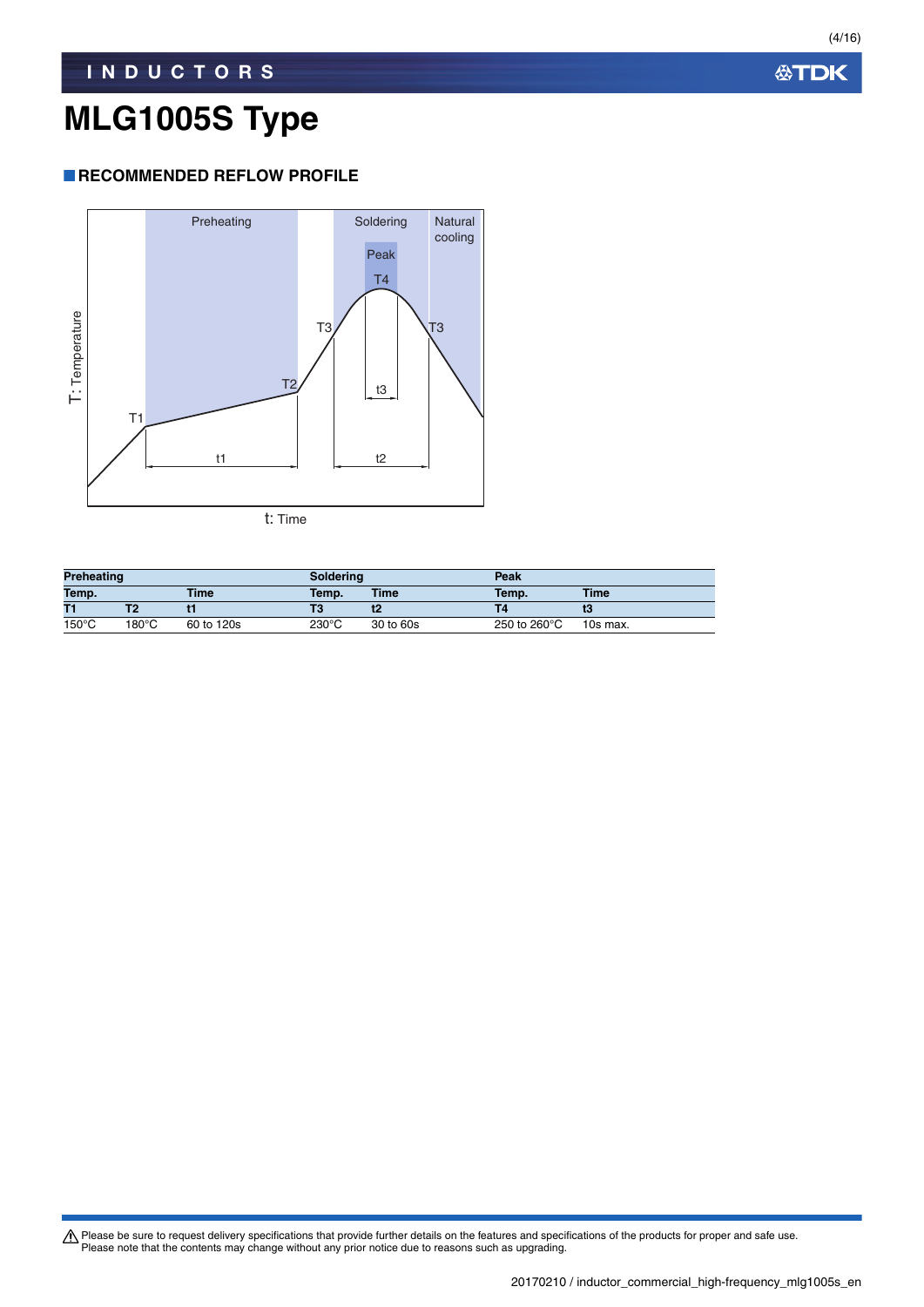# MLG1005S Type

## RECOMMENDED REFLOW PROFILE

Preheating
Soldering
Natural cooling
Peak
T4
T3
T3
T2
T1
t3
t1
t2
T: Temperature
t: Time

| Preheating | | | Soldering | | Peak | |
|---|---|---|---|---|---|---|
| Temp. | | Time | Temp. | Time | Temp. | Time |
| T1 | T2 | t1 | T3 | t2 | T4 | t3 |
| 150°C | 180°C | 60 to 120s | 230°C | 30 to 60s | 250 to 260°C | 10s max. |

⚠ Please be sure to request delivery specifications that provide further details on the features and specifications of the products for proper and safe use.
Please note that the contents may change without any prior notice due to reasons such as upgrading.

20170210 / inductor_commercial_high-frequency_mlg1005s_en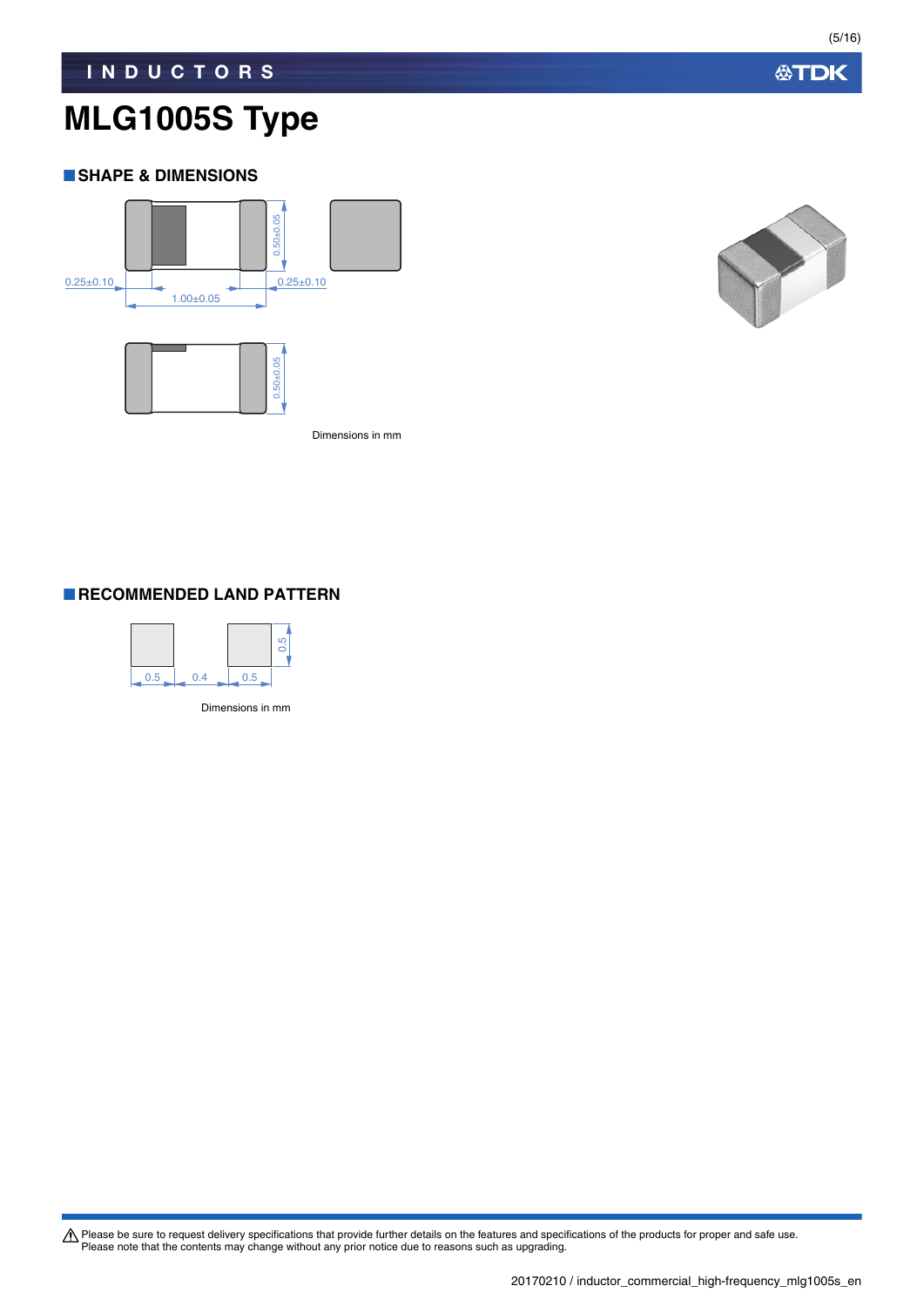# MLG1005S Type

## SHAPE & DIMENSIONS

0.25±0.10

1.00±0.05

0.25±0.10

0.50±0.05

0.50±0.05

Dimensions in mm

## RECOMMENDED LAND PATTERN

0.5 0.4 0.5

0.5

Dimensions in mm

⚠ Please be sure to request delivery specifications that provide further details on the features and specifications of the products for proper and safe use.
Please note that the contents may change without any prior notice due to reasons such as upgrading.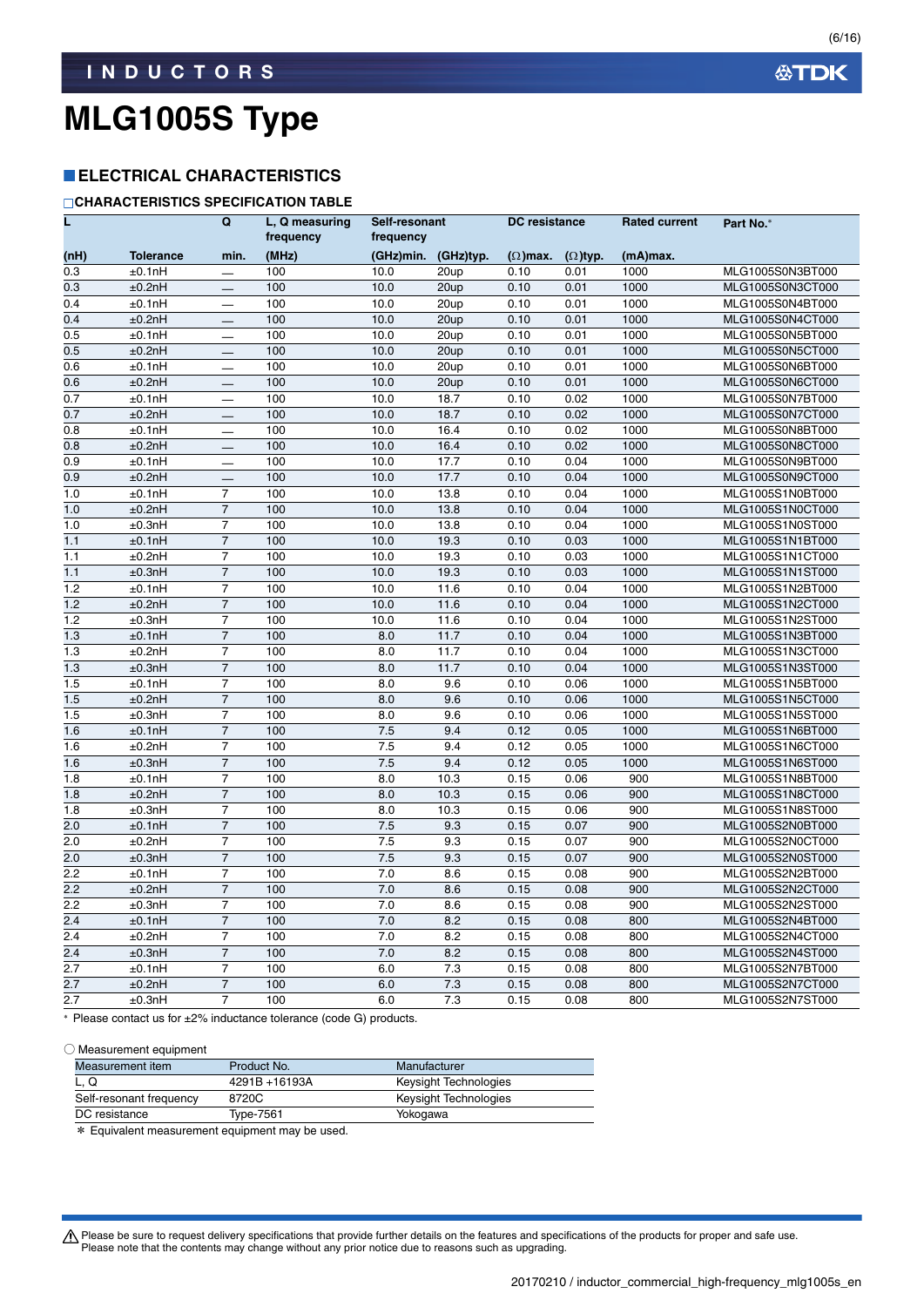# MLG1005S Type

## ■ELECTRICAL CHARACTERISTICS

### □CHARACTERISTICS SPECIFICATION TABLE

| L | | Q | L, Q measuring frequency | Self-resonant frequency | | DC resistance | | Rated current | Part No.* |
|---|---|---|---|---|---|---|---|---|---|
| (nH) | Tolerance | min. | (MHz) | (GHz)min. | (GHz)typ. | (Ω)max. | (Ω)typ. | (mA)max. | |
| 0.3 | ±0.1nH | — | 100 | 10.0 | 20up | 0.10 | 0.01 | 1000 | MLG1005S0N3BT000 |
| 0.3 | ±0.2nH | — | 100 | 10.0 | 20up | 0.10 | 0.01 | 1000 | MLG1005S0N3CT000 |
| 0.4 | ±0.1nH | — | 100 | 10.0 | 20up | 0.10 | 0.01 | 1000 | MLG1005S0N4BT000 |
| 0.4 | ±0.2nH | — | 100 | 10.0 | 20up | 0.10 | 0.01 | 1000 | MLG1005S0N4CT000 |
| 0.5 | ±0.1nH | — | 100 | 10.0 | 20up | 0.10 | 0.01 | 1000 | MLG1005S0N5BT000 |
| 0.5 | ±0.2nH | — | 100 | 10.0 | 20up | 0.10 | 0.01 | 1000 | MLG1005S0N5CT000 |
| 0.6 | ±0.1nH | — | 100 | 10.0 | 20up | 0.10 | 0.01 | 1000 | MLG1005S0N6BT000 |
| 0.6 | ±0.2nH | — | 100 | 10.0 | 20up | 0.10 | 0.01 | 1000 | MLG1005S0N6CT000 |
| 0.7 | ±0.1nH | — | 100 | 10.0 | 18.7 | 0.10 | 0.02 | 1000 | MLG1005S0N7BT000 |
| 0.7 | ±0.2nH | — | 100 | 10.0 | 18.7 | 0.10 | 0.02 | 1000 | MLG1005S0N7CT000 |
| 0.8 | ±0.1nH | — | 100 | 10.0 | 16.4 | 0.10 | 0.02 | 1000 | MLG1005S0N8BT000 |
| 0.8 | ±0.2nH | — | 100 | 10.0 | 16.4 | 0.10 | 0.02 | 1000 | MLG1005S0N8CT000 |
| 0.9 | ±0.1nH | — | 100 | 10.0 | 17.7 | 0.10 | 0.04 | 1000 | MLG1005S0N9BT000 |
| 0.9 | ±0.2nH | — | 100 | 10.0 | 17.7 | 0.10 | 0.04 | 1000 | MLG1005S0N9CT000 |
| 1.0 | ±0.1nH | 7 | 100 | 10.0 | 13.8 | 0.10 | 0.04 | 1000 | MLG1005S1N0BT000 |
| 1.0 | ±0.2nH | 7 | 100 | 10.0 | 13.8 | 0.10 | 0.04 | 1000 | MLG1005S1N0CT000 |
| 1.0 | ±0.3nH | 7 | 100 | 10.0 | 13.8 | 0.10 | 0.04 | 1000 | MLG1005S1N0ST000 |
| 1.1 | ±0.1nH | 7 | 100 | 10.0 | 19.3 | 0.10 | 0.03 | 1000 | MLG1005S1N1BT000 |
| 1.1 | ±0.2nH | 7 | 100 | 10.0 | 19.3 | 0.10 | 0.03 | 1000 | MLG1005S1N1CT000 |
| 1.1 | ±0.3nH | 7 | 100 | 10.0 | 19.3 | 0.10 | 0.03 | 1000 | MLG1005S1N1ST000 |
| 1.2 | ±0.1nH | 7 | 100 | 10.0 | 11.6 | 0.10 | 0.04 | 1000 | MLG1005S1N2BT000 |
| 1.2 | ±0.2nH | 7 | 100 | 10.0 | 11.6 | 0.10 | 0.04 | 1000 | MLG1005S1N2CT000 |
| 1.2 | ±0.3nH | 7 | 100 | 10.0 | 11.6 | 0.10 | 0.04 | 1000 | MLG1005S1N2ST000 |
| 1.3 | ±0.1nH | 7 | 100 | 8.0 | 11.7 | 0.10 | 0.04 | 1000 | MLG1005S1N3BT000 |
| 1.3 | ±0.2nH | 7 | 100 | 8.0 | 11.7 | 0.10 | 0.04 | 1000 | MLG1005S1N3CT000 |
| 1.3 | ±0.3nH | 7 | 100 | 8.0 | 11.7 | 0.10 | 0.04 | 1000 | MLG1005S1N3ST000 |
| 1.5 | ±0.1nH | 7 | 100 | 8.0 | 9.6 | 0.10 | 0.06 | 1000 | MLG1005S1N5BT000 |
| 1.5 | ±0.2nH | 7 | 100 | 8.0 | 9.6 | 0.10 | 0.06 | 1000 | MLG1005S1N5CT000 |
| 1.5 | ±0.3nH | 7 | 100 | 8.0 | 9.6 | 0.10 | 0.06 | 1000 | MLG1005S1N5ST000 |
| 1.6 | ±0.1nH | 7 | 100 | 7.5 | 9.4 | 0.12 | 0.05 | 1000 | MLG1005S1N6BT000 |
| 1.6 | ±0.2nH | 7 | 100 | 7.5 | 9.4 | 0.12 | 0.05 | 1000 | MLG1005S1N6CT000 |
| 1.6 | ±0.3nH | 7 | 100 | 7.5 | 9.4 | 0.12 | 0.05 | 1000 | MLG1005S1N6ST000 |
| 1.8 | ±0.1nH | 7 | 100 | 8.0 | 10.3 | 0.15 | 0.06 | 900 | MLG1005S1N8BT000 |
| 1.8 | ±0.2nH | 7 | 100 | 8.0 | 10.3 | 0.15 | 0.06 | 900 | MLG1005S1N8CT000 |
| 1.8 | ±0.3nH | 7 | 100 | 8.0 | 10.3 | 0.15 | 0.06 | 900 | MLG1005S1N8ST000 |
| 2.0 | ±0.1nH | 7 | 100 | 7.5 | 9.3 | 0.15 | 0.07 | 900 | MLG1005S2N0BT000 |
| 2.0 | ±0.2nH | 7 | 100 | 7.5 | 9.3 | 0.15 | 0.07 | 900 | MLG1005S2N0CT000 |
| 2.0 | ±0.3nH | 7 | 100 | 7.5 | 9.3 | 0.15 | 0.07 | 900 | MLG1005S2N0ST000 |
| 2.2 | ±0.1nH | 7 | 100 | 7.0 | 8.6 | 0.15 | 0.08 | 900 | MLG1005S2N2BT000 |
| 2.2 | ±0.2nH | 7 | 100 | 7.0 | 8.6 | 0.15 | 0.08 | 900 | MLG1005S2N2CT000 |
| 2.2 | ±0.3nH | 7 | 100 | 7.0 | 8.6 | 0.15 | 0.08 | 900 | MLG1005S2N2ST000 |
| 2.4 | ±0.1nH | 7 | 100 | 7.0 | 8.2 | 0.15 | 0.08 | 800 | MLG1005S2N4BT000 |
| 2.4 | ±0.2nH | 7 | 100 | 7.0 | 8.2 | 0.15 | 0.08 | 800 | MLG1005S2N4CT000 |
| 2.4 | ±0.3nH | 7 | 100 | 7.0 | 8.2 | 0.15 | 0.08 | 800 | MLG1005S2N4ST000 |
| 2.7 | ±0.1nH | 7 | 100 | 6.0 | 7.3 | 0.15 | 0.08 | 800 | MLG1005S2N7BT000 |
| 2.7 | ±0.2nH | 7 | 100 | 6.0 | 7.3 | 0.15 | 0.08 | 800 | MLG1005S2N7CT000 |
| 2.7 | ±0.3nH | 7 | 100 | 6.0 | 7.3 | 0.15 | 0.08 | 800 | MLG1005S2N7ST000 |

* Please contact us for ±2% inductance tolerance (code G) products.

○ Measurement equipment

| Measurement item | Product No. | Manufacturer |
|---|---|---|
| L, Q | 4291B +16193A | Keysight Technologies |
| Self-resonant frequency | 8720C | Keysight Technologies |
| DC resistance | Type-7561 | Yokogawa |

* Equivalent measurement equipment may be used.

⚠ Please be sure to request delivery specifications that provide further details on the features and specifications of the products for proper and safe use.
Please note that the contents may change without any prior notice due to reasons such as upgrading.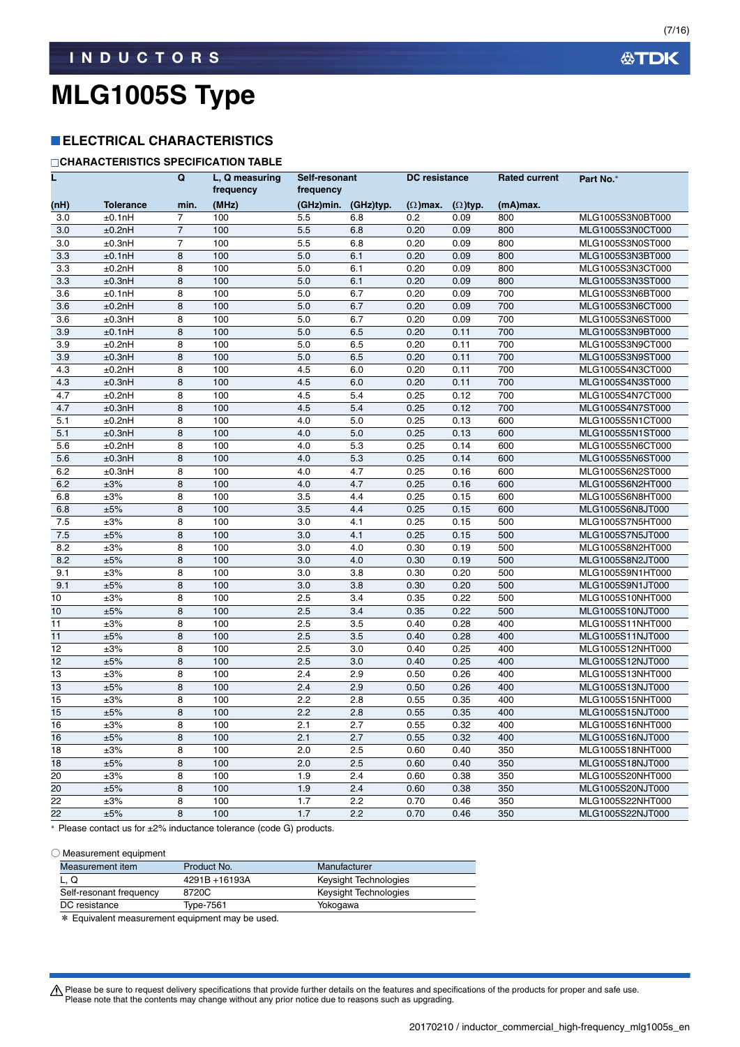# MLG1005S Type

## ELECTRICAL CHARACTERISTICS

### CHARACTERISTICS SPECIFICATION TABLE

| L | | Q | L, Q measuring frequency | Self-resonant frequency | | DC resistance | | Rated current | Part No.* |
|---|---|---|---|---|---|---|---|---|---|
| (nH) | Tolerance | min. | (MHz) | (GHz)min. | (GHz)typ. | (Ω)max. | (Ω)typ. | (mA)max. | |
| 3.0 | ±0.1nH | 7 | 100 | 5.5 | 6.8 | 0.2 | 0.09 | 800 | MLG1005S3N0BT000 |
| 3.0 | ±0.2nH | 7 | 100 | 5.5 | 6.8 | 0.20 | 0.09 | 800 | MLG1005S3N0CT000 |
| 3.0 | ±0.3nH | 7 | 100 | 5.5 | 6.8 | 0.20 | 0.09 | 800 | MLG1005S3N0ST000 |
| 3.3 | ±0.1nH | 8 | 100 | 5.0 | 6.1 | 0.20 | 0.09 | 800 | MLG1005S3N3BT000 |
| 3.3 | ±0.2nH | 8 | 100 | 5.0 | 6.1 | 0.20 | 0.09 | 800 | MLG1005S3N3CT000 |
| 3.3 | ±0.3nH | 8 | 100 | 5.0 | 6.1 | 0.20 | 0.09 | 800 | MLG1005S3N3ST000 |
| 3.6 | ±0.1nH | 8 | 100 | 5.0 | 6.7 | 0.20 | 0.09 | 700 | MLG1005S3N6BT000 |
| 3.6 | ±0.2nH | 8 | 100 | 5.0 | 6.7 | 0.20 | 0.09 | 700 | MLG1005S3N6CT000 |
| 3.6 | ±0.3nH | 8 | 100 | 5.0 | 6.7 | 0.20 | 0.09 | 700 | MLG1005S3N6ST000 |
| 3.9 | ±0.1nH | 8 | 100 | 5.0 | 6.5 | 0.20 | 0.11 | 700 | MLG1005S3N9BT000 |
| 3.9 | ±0.2nH | 8 | 100 | 5.0 | 6.5 | 0.20 | 0.11 | 700 | MLG1005S3N9CT000 |
| 3.9 | ±0.3nH | 8 | 100 | 5.0 | 6.5 | 0.20 | 0.11 | 700 | MLG1005S3N9ST000 |
| 4.3 | ±0.2nH | 8 | 100 | 4.5 | 6.0 | 0.20 | 0.11 | 700 | MLG1005S4N3CT000 |
| 4.3 | ±0.3nH | 8 | 100 | 4.5 | 6.0 | 0.20 | 0.11 | 700 | MLG1005S4N3ST000 |
| 4.7 | ±0.2nH | 8 | 100 | 4.5 | 5.4 | 0.25 | 0.12 | 700 | MLG1005S4N7CT000 |
| 4.7 | ±0.3nH | 8 | 100 | 4.5 | 5.4 | 0.25 | 0.12 | 700 | MLG1005S4N7ST000 |
| 5.1 | ±0.2nH | 8 | 100 | 4.0 | 5.0 | 0.25 | 0.13 | 600 | MLG1005S5N1CT000 |
| 5.1 | ±0.3nH | 8 | 100 | 4.0 | 5.0 | 0.25 | 0.13 | 600 | MLG1005S5N1ST000 |
| 5.6 | ±0.2nH | 8 | 100 | 4.0 | 5.3 | 0.25 | 0.14 | 600 | MLG1005S5N6CT000 |
| 5.6 | ±0.3nH | 8 | 100 | 4.0 | 5.3 | 0.25 | 0.14 | 600 | MLG1005S5N6ST000 |
| 6.2 | ±0.3nH | 8 | 100 | 4.0 | 4.7 | 0.25 | 0.16 | 600 | MLG1005S6N2ST000 |
| 6.2 | ±3% | 8 | 100 | 4.0 | 4.7 | 0.25 | 0.16 | 600 | MLG1005S6N2HT000 |
| 6.8 | ±3% | 8 | 100 | 3.5 | 4.4 | 0.25 | 0.15 | 600 | MLG1005S6N8HT000 |
| 6.8 | ±5% | 8 | 100 | 3.5 | 4.4 | 0.25 | 0.15 | 600 | MLG1005S6N8JT000 |
| 7.5 | ±3% | 8 | 100 | 3.0 | 4.1 | 0.25 | 0.15 | 500 | MLG1005S7N5HT000 |
| 7.5 | ±5% | 8 | 100 | 3.0 | 4.1 | 0.25 | 0.15 | 500 | MLG1005S7N5JT000 |
| 8.2 | ±3% | 8 | 100 | 3.0 | 4.0 | 0.30 | 0.19 | 500 | MLG1005S8N2HT000 |
| 8.2 | ±5% | 8 | 100 | 3.0 | 4.0 | 0.30 | 0.19 | 500 | MLG1005S8N2JT000 |
| 9.1 | ±3% | 8 | 100 | 3.0 | 3.8 | 0.30 | 0.20 | 500 | MLG1005S9N1HT000 |
| 9.1 | ±5% | 8 | 100 | 3.0 | 3.8 | 0.30 | 0.20 | 500 | MLG1005S9N1JT000 |
| 10 | ±3% | 8 | 100 | 2.5 | 3.4 | 0.35 | 0.22 | 500 | MLG1005S10NHT000 |
| 10 | ±5% | 8 | 100 | 2.5 | 3.4 | 0.35 | 0.22 | 500 | MLG1005S10NJT000 |
| 11 | ±3% | 8 | 100 | 2.5 | 3.5 | 0.40 | 0.28 | 400 | MLG1005S11NHT000 |
| 11 | ±5% | 8 | 100 | 2.5 | 3.5 | 0.40 | 0.28 | 400 | MLG1005S11NJT000 |
| 12 | ±3% | 8 | 100 | 2.5 | 3.0 | 0.40 | 0.25 | 400 | MLG1005S12NHT000 |
| 12 | ±5% | 8 | 100 | 2.5 | 3.0 | 0.40 | 0.25 | 400 | MLG1005S12NJT000 |
| 13 | ±3% | 8 | 100 | 2.4 | 2.9 | 0.50 | 0.26 | 400 | MLG1005S13NHT000 |
| 13 | ±5% | 8 | 100 | 2.4 | 2.9 | 0.50 | 0.26 | 400 | MLG1005S13NJT000 |
| 15 | ±3% | 8 | 100 | 2.2 | 2.8 | 0.55 | 0.35 | 400 | MLG1005S15NHT000 |
| 15 | ±5% | 8 | 100 | 2.2 | 2.8 | 0.55 | 0.35 | 400 | MLG1005S15NJT000 |
| 16 | ±3% | 8 | 100 | 2.1 | 2.7 | 0.55 | 0.32 | 400 | MLG1005S16NHT000 |
| 16 | ±5% | 8 | 100 | 2.1 | 2.7 | 0.55 | 0.32 | 400 | MLG1005S16NJT000 |
| 18 | ±3% | 8 | 100 | 2.0 | 2.5 | 0.60 | 0.40 | 350 | MLG1005S18NHT000 |
| 18 | ±5% | 8 | 100 | 2.0 | 2.5 | 0.60 | 0.40 | 350 | MLG1005S18NJT000 |
| 20 | ±3% | 8 | 100 | 1.9 | 2.4 | 0.60 | 0.38 | 350 | MLG1005S20NHT000 |
| 20 | ±5% | 8 | 100 | 1.9 | 2.4 | 0.60 | 0.38 | 350 | MLG1005S20NJT000 |
| 22 | ±3% | 8 | 100 | 1.7 | 2.2 | 0.70 | 0.46 | 350 | MLG1005S22NHT000 |
| 22 | ±5% | 8 | 100 | 1.7 | 2.2 | 0.70 | 0.46 | 350 | MLG1005S22NJT000 |

* Please contact us for ±2% inductance tolerance (code G) products.

○ Measurement equipment

| Measurement item | Product No. | Manufacturer |
|---|---|---|
| L, Q | 4291B +16193A | Keysight Technologies |
| Self-resonant frequency | 8720C | Keysight Technologies |
| DC resistance | Type-7561 | Yokogawa |

* Equivalent measurement equipment may be used.

⚠ Please be sure to request delivery specifications that provide further details on the features and specifications of the products for proper and safe use.
Please note that the contents may change without any prior notice due to reasons such as upgrading.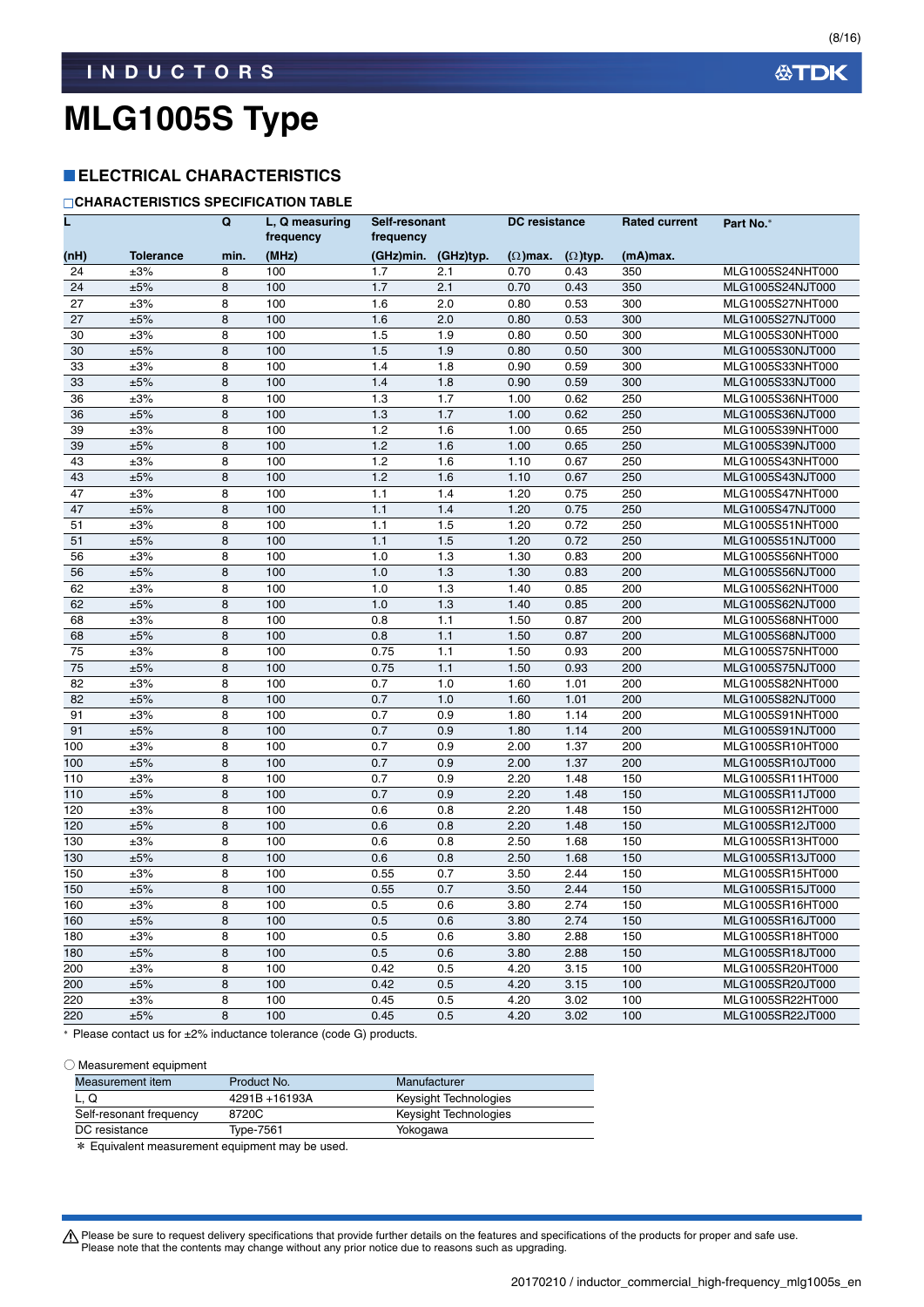# MLG1005S Type

## ■ELECTRICAL CHARACTERISTICS

### □CHARACTERISTICS SPECIFICATION TABLE

| L | | Q | L, Q measuring frequency | Self-resonant frequency | | DC resistance | | Rated current | Part No.* |
|---|---|---|---|---|---|---|---|---|---|
| (nH) | Tolerance | min. | (MHz) | (GHz)min. | (GHz)typ. | (Ω)max. | (Ω)typ. | (mA)max. | |
| 24 | ±3% | 8 | 100 | 1.7 | 2.1 | 0.70 | 0.43 | 350 | MLG1005S24NHT000 |
| 24 | ±5% | 8 | 100 | 1.7 | 2.1 | 0.70 | 0.43 | 350 | MLG1005S24NJT000 |
| 27 | ±3% | 8 | 100 | 1.6 | 2.0 | 0.80 | 0.53 | 300 | MLG1005S27NHT000 |
| 27 | ±5% | 8 | 100 | 1.6 | 2.0 | 0.80 | 0.53 | 300 | MLG1005S27NJT000 |
| 30 | ±3% | 8 | 100 | 1.5 | 1.9 | 0.80 | 0.50 | 300 | MLG1005S30NHT000 |
| 30 | ±5% | 8 | 100 | 1.5 | 1.9 | 0.80 | 0.50 | 300 | MLG1005S30NJT000 |
| 33 | ±3% | 8 | 100 | 1.4 | 1.8 | 0.90 | 0.59 | 300 | MLG1005S33NHT000 |
| 33 | ±5% | 8 | 100 | 1.4 | 1.8 | 0.90 | 0.59 | 300 | MLG1005S33NJT000 |
| 36 | ±3% | 8 | 100 | 1.3 | 1.7 | 1.00 | 0.62 | 250 | MLG1005S36NHT000 |
| 36 | ±5% | 8 | 100 | 1.3 | 1.7 | 1.00 | 0.62 | 250 | MLG1005S36NJT000 |
| 39 | ±3% | 8 | 100 | 1.2 | 1.6 | 1.00 | 0.65 | 250 | MLG1005S39NHT000 |
| 39 | ±5% | 8 | 100 | 1.2 | 1.6 | 1.00 | 0.65 | 250 | MLG1005S39NJT000 |
| 43 | ±3% | 8 | 100 | 1.2 | 1.6 | 1.10 | 0.67 | 250 | MLG1005S43NHT000 |
| 43 | ±5% | 8 | 100 | 1.2 | 1.6 | 1.10 | 0.67 | 250 | MLG1005S43NJT000 |
| 47 | ±3% | 8 | 100 | 1.1 | 1.4 | 1.20 | 0.75 | 250 | MLG1005S47NHT000 |
| 47 | ±5% | 8 | 100 | 1.1 | 1.4 | 1.20 | 0.75 | 250 | MLG1005S47NJT000 |
| 51 | ±3% | 8 | 100 | 1.1 | 1.5 | 1.20 | 0.72 | 250 | MLG1005S51NHT000 |
| 51 | ±5% | 8 | 100 | 1.1 | 1.5 | 1.20 | 0.72 | 250 | MLG1005S51NJT000 |
| 56 | ±3% | 8 | 100 | 1.0 | 1.3 | 1.30 | 0.83 | 200 | MLG1005S56NHT000 |
| 56 | ±5% | 8 | 100 | 1.0 | 1.3 | 1.30 | 0.83 | 200 | MLG1005S56NJT000 |
| 62 | ±3% | 8 | 100 | 1.0 | 1.3 | 1.40 | 0.85 | 200 | MLG1005S62NHT000 |
| 62 | ±5% | 8 | 100 | 1.0 | 1.3 | 1.40 | 0.85 | 200 | MLG1005S62NJT000 |
| 68 | ±3% | 8 | 100 | 0.8 | 1.1 | 1.50 | 0.87 | 200 | MLG1005S68NHT000 |
| 68 | ±5% | 8 | 100 | 0.8 | 1.1 | 1.50 | 0.87 | 200 | MLG1005S68NJT000 |
| 75 | ±3% | 8 | 100 | 0.75 | 1.1 | 1.50 | 0.93 | 200 | MLG1005S75NHT000 |
| 75 | ±5% | 8 | 100 | 0.75 | 1.1 | 1.50 | 0.93 | 200 | MLG1005S75NJT000 |
| 82 | ±3% | 8 | 100 | 0.7 | 1.0 | 1.60 | 1.01 | 200 | MLG1005S82NHT000 |
| 82 | ±5% | 8 | 100 | 0.7 | 1.0 | 1.60 | 1.01 | 200 | MLG1005S82NJT000 |
| 91 | ±3% | 8 | 100 | 0.7 | 0.9 | 1.80 | 1.14 | 200 | MLG1005S91NHT000 |
| 91 | ±5% | 8 | 100 | 0.7 | 0.9 | 1.80 | 1.14 | 200 | MLG1005S91NJT000 |
| 100 | ±3% | 8 | 100 | 0.7 | 0.9 | 2.00 | 1.37 | 200 | MLG1005SR10HT000 |
| 100 | ±5% | 8 | 100 | 0.7 | 0.9 | 2.00 | 1.37 | 200 | MLG1005SR10JT000 |
| 110 | ±3% | 8 | 100 | 0.7 | 0.9 | 2.20 | 1.48 | 150 | MLG1005SR11HT000 |
| 110 | ±5% | 8 | 100 | 0.7 | 0.9 | 2.20 | 1.48 | 150 | MLG1005SR11JT000 |
| 120 | ±3% | 8 | 100 | 0.6 | 0.8 | 2.20 | 1.48 | 150 | MLG1005SR12HT000 |
| 120 | ±5% | 8 | 100 | 0.6 | 0.8 | 2.20 | 1.48 | 150 | MLG1005SR12JT000 |
| 130 | ±3% | 8 | 100 | 0.6 | 0.8 | 2.50 | 1.68 | 150 | MLG1005SR13HT000 |
| 130 | ±5% | 8 | 100 | 0.6 | 0.8 | 2.50 | 1.68 | 150 | MLG1005SR13JT000 |
| 150 | ±3% | 8 | 100 | 0.55 | 0.7 | 3.50 | 2.44 | 150 | MLG1005SR15HT000 |
| 150 | ±5% | 8 | 100 | 0.55 | 0.7 | 3.50 | 2.44 | 150 | MLG1005SR15JT000 |
| 160 | ±3% | 8 | 100 | 0.5 | 0.6 | 3.80 | 2.74 | 150 | MLG1005SR16HT000 |
| 160 | ±5% | 8 | 100 | 0.5 | 0.6 | 3.80 | 2.74 | 150 | MLG1005SR16JT000 |
| 180 | ±3% | 8 | 100 | 0.5 | 0.6 | 3.80 | 2.88 | 150 | MLG1005SR18HT000 |
| 180 | ±5% | 8 | 100 | 0.5 | 0.6 | 3.80 | 2.88 | 150 | MLG1005SR18JT000 |
| 200 | ±3% | 8 | 100 | 0.42 | 0.5 | 4.20 | 3.15 | 100 | MLG1005SR20HT000 |
| 200 | ±5% | 8 | 100 | 0.42 | 0.5 | 4.20 | 3.15 | 100 | MLG1005SR20JT000 |
| 220 | ±3% | 8 | 100 | 0.45 | 0.5 | 4.20 | 3.02 | 100 | MLG1005SR22HT000 |
| 220 | ±5% | 8 | 100 | 0.45 | 0.5 | 4.20 | 3.02 | 100 | MLG1005SR22JT000 |

* Please contact us for ±2% inductance tolerance (code G) products.

○ Measurement equipment

| Measurement item | Product No. | Manufacturer |
|---|---|---|
| L, Q | 4291B +16193A | Keysight Technologies |
| Self-resonant frequency | 8720C | Keysight Technologies |
| DC resistance | Type-7561 | Yokogawa |

* Equivalent measurement equipment may be used.

⚠ Please be sure to request delivery specifications that provide further details on the features and specifications of the products for proper and safe use.
Please note that the contents may change without any prior notice due to reasons such as upgrading.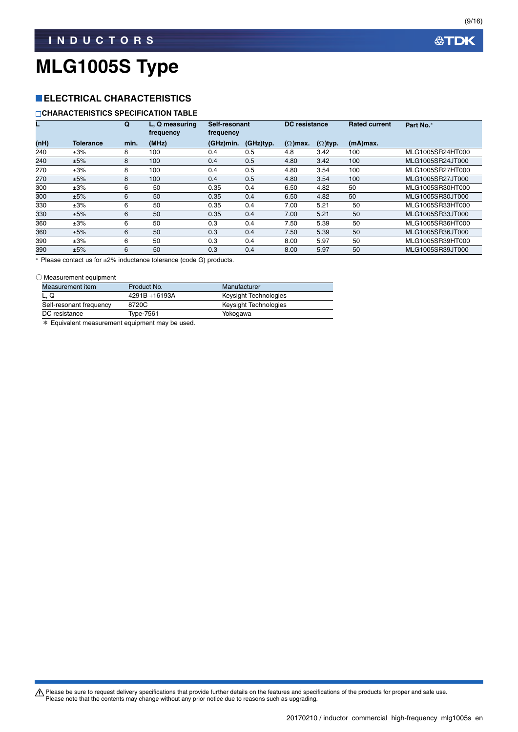# MLG1005S Type

## ELECTRICAL CHARACTERISTICS

### CHARACTERISTICS SPECIFICATION TABLE

| L | | Q | L, Q measuring frequency | Self-resonant frequency | | DC resistance | | Rated current | Part No.* |
|---|---|---|---|---|---|---|---|---|---|
| (nH) | Tolerance | min. | (MHz) | (GHz)min. | (GHz)typ. | (Ω)max. | (Ω)typ. | (mA)max. | |
| 240 | ±3% | 8 | 100 | 0.4 | 0.5 | 4.8 | 3.42 | 100 | MLG1005SR24HT000 |
| 240 | ±5% | 8 | 100 | 0.4 | 0.5 | 4.80 | 3.42 | 100 | MLG1005SR24JT000 |
| 270 | ±3% | 8 | 100 | 0.4 | 0.5 | 4.80 | 3.54 | 100 | MLG1005SR27HT000 |
| 270 | ±5% | 8 | 100 | 0.4 | 0.5 | 4.80 | 3.54 | 100 | MLG1005SR27JT000 |
| 300 | ±3% | 6 | 50 | 0.35 | 0.4 | 6.50 | 4.82 | 50 | MLG1005SR30HT000 |
| 300 | ±5% | 6 | 50 | 0.35 | 0.4 | 6.50 | 4.82 | 50 | MLG1005SR30JT000 |
| 330 | ±3% | 6 | 50 | 0.35 | 0.4 | 7.00 | 5.21 | 50 | MLG1005SR33HT000 |
| 330 | ±5% | 6 | 50 | 0.35 | 0.4 | 7.00 | 5.21 | 50 | MLG1005SR33JT000 |
| 360 | ±3% | 6 | 50 | 0.3 | 0.4 | 7.50 | 5.39 | 50 | MLG1005SR36HT000 |
| 360 | ±5% | 6 | 50 | 0.3 | 0.4 | 7.50 | 5.39 | 50 | MLG1005SR36JT000 |
| 390 | ±3% | 6 | 50 | 0.3 | 0.4 | 8.00 | 5.97 | 50 | MLG1005SR39HT000 |
| 390 | ±5% | 6 | 50 | 0.3 | 0.4 | 8.00 | 5.97 | 50 | MLG1005SR39JT000 |

* Please contact us for ±2% inductance tolerance (code G) products.

○ Measurement equipment

| Measurement item | Product No. | Manufacturer |
|---|---|---|
| L, Q | 4291B +16193A | Keysight Technologies |
| Self-resonant frequency | 8720C | Keysight Technologies |
| DC resistance | Type-7561 | Yokogawa |

* Equivalent measurement equipment may be used.

⚠ Please be sure to request delivery specifications that provide further details on the features and specifications of the products for proper and safe use.
Please note that the contents may change without any prior notice due to reasons such as upgrading.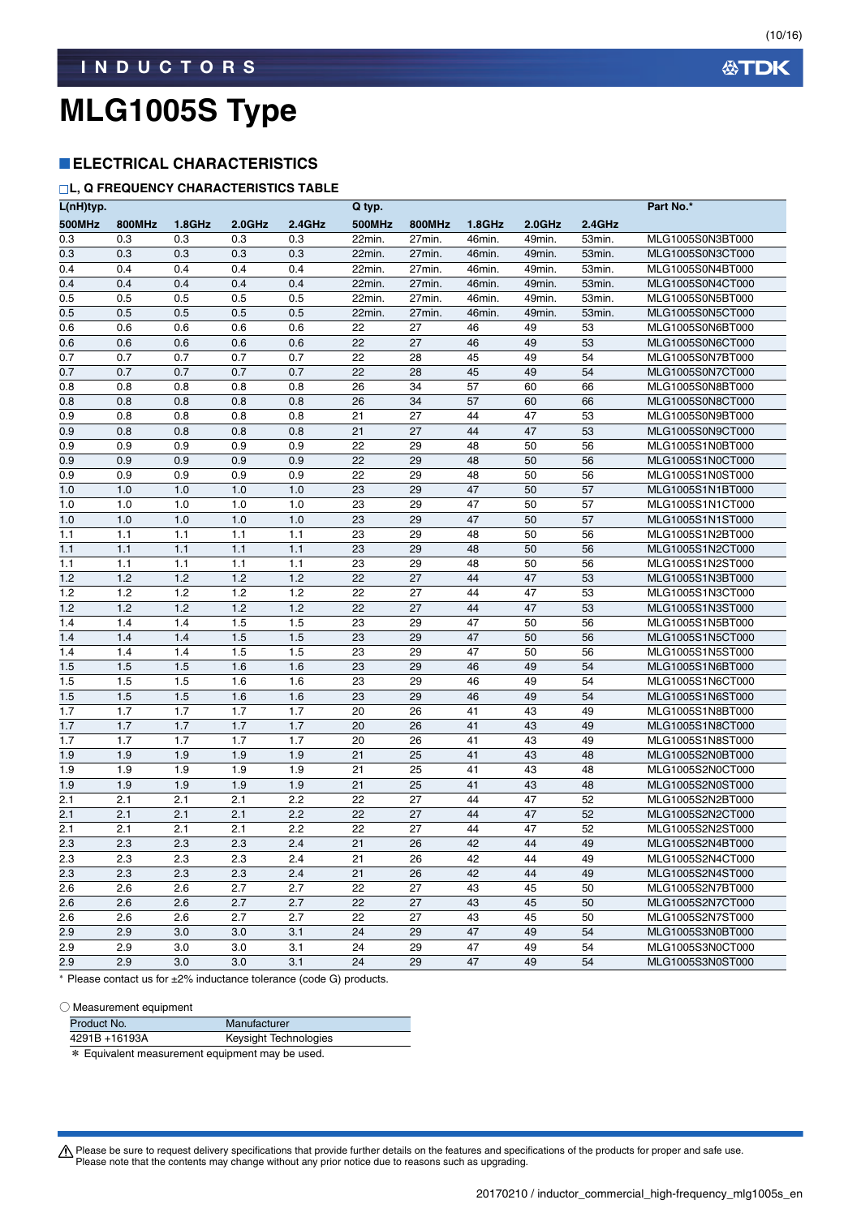# MLG1005S Type

## ELECTRICAL CHARACTERISTICS

### L, Q FREQUENCY CHARACTERISTICS TABLE

| L(nH)typ. | | | | | Q typ. | | | | | Part No.* |
|---|---|---|---|---|---|---|---|---|---|---|
| 500MHz | 800MHz | 1.8GHz | 2.0GHz | 2.4GHz | 500MHz | 800MHz | 1.8GHz | 2.0GHz | 2.4GHz | |
| 0.3 | 0.3 | 0.3 | 0.3 | 0.3 | 22min. | 27min. | 46min. | 49min. | 53min. | MLG1005S0N3BT000 |
| 0.3 | 0.3 | 0.3 | 0.3 | 0.3 | 22min. | 27min. | 46min. | 49min. | 53min. | MLG1005S0N3CT000 |
| 0.4 | 0.4 | 0.4 | 0.4 | 0.4 | 22min. | 27min. | 46min. | 49min. | 53min. | MLG1005S0N4BT000 |
| 0.4 | 0.4 | 0.4 | 0.4 | 0.4 | 22min. | 27min. | 46min. | 49min. | 53min. | MLG1005S0N4CT000 |
| 0.5 | 0.5 | 0.5 | 0.5 | 0.5 | 22min. | 27min. | 46min. | 49min. | 53min. | MLG1005S0N5BT000 |
| 0.5 | 0.5 | 0.5 | 0.5 | 0.5 | 22min. | 27min. | 46min. | 49min. | 53min. | MLG1005S0N5CT000 |
| 0.6 | 0.6 | 0.6 | 0.6 | 0.6 | 22 | 27 | 46 | 49 | 53 | MLG1005S0N6BT000 |
| 0.6 | 0.6 | 0.6 | 0.6 | 0.6 | 22 | 27 | 46 | 49 | 53 | MLG1005S0N6CT000 |
| 0.7 | 0.7 | 0.7 | 0.7 | 0.7 | 22 | 28 | 45 | 49 | 54 | MLG1005S0N7BT000 |
| 0.7 | 0.7 | 0.7 | 0.7 | 0.7 | 22 | 28 | 45 | 49 | 54 | MLG1005S0N7CT000 |
| 0.8 | 0.8 | 0.8 | 0.8 | 0.8 | 26 | 34 | 57 | 60 | 66 | MLG1005S0N8BT000 |
| 0.8 | 0.8 | 0.8 | 0.8 | 0.8 | 26 | 34 | 57 | 60 | 66 | MLG1005S0N8CT000 |
| 0.9 | 0.8 | 0.8 | 0.8 | 0.8 | 21 | 27 | 44 | 47 | 53 | MLG1005S0N9BT000 |
| 0.9 | 0.8 | 0.8 | 0.8 | 0.8 | 21 | 27 | 44 | 47 | 53 | MLG1005S0N9CT000 |
| 0.9 | 0.9 | 0.9 | 0.9 | 0.9 | 22 | 29 | 48 | 50 | 56 | MLG1005S1N0BT000 |
| 0.9 | 0.9 | 0.9 | 0.9 | 0.9 | 22 | 29 | 48 | 50 | 56 | MLG1005S1N0CT000 |
| 0.9 | 0.9 | 0.9 | 0.9 | 0.9 | 22 | 29 | 48 | 50 | 56 | MLG1005S1N0ST000 |
| 1.0 | 1.0 | 1.0 | 1.0 | 1.0 | 23 | 29 | 47 | 50 | 57 | MLG1005S1N1BT000 |
| 1.0 | 1.0 | 1.0 | 1.0 | 1.0 | 23 | 29 | 47 | 50 | 57 | MLG1005S1N1CT000 |
| 1.0 | 1.0 | 1.0 | 1.0 | 1.0 | 23 | 29 | 47 | 50 | 57 | MLG1005S1N1ST000 |
| 1.1 | 1.1 | 1.1 | 1.1 | 1.1 | 23 | 29 | 48 | 50 | 56 | MLG1005S1N2BT000 |
| 1.1 | 1.1 | 1.1 | 1.1 | 1.1 | 23 | 29 | 48 | 50 | 56 | MLG1005S1N2CT000 |
| 1.1 | 1.1 | 1.1 | 1.1 | 1.1 | 23 | 29 | 48 | 50 | 56 | MLG1005S1N2ST000 |
| 1.2 | 1.2 | 1.2 | 1.2 | 1.2 | 22 | 27 | 44 | 47 | 53 | MLG1005S1N3BT000 |
| 1.2 | 1.2 | 1.2 | 1.2 | 1.2 | 22 | 27 | 44 | 47 | 53 | MLG1005S1N3CT000 |
| 1.2 | 1.2 | 1.2 | 1.2 | 1.2 | 22 | 27 | 44 | 47 | 53 | MLG1005S1N3ST000 |
| 1.4 | 1.4 | 1.4 | 1.5 | 1.5 | 23 | 29 | 47 | 50 | 56 | MLG1005S1N5BT000 |
| 1.4 | 1.4 | 1.4 | 1.5 | 1.5 | 23 | 29 | 47 | 50 | 56 | MLG1005S1N5CT000 |
| 1.4 | 1.4 | 1.4 | 1.5 | 1.5 | 23 | 29 | 47 | 50 | 56 | MLG1005S1N5ST000 |
| 1.5 | 1.5 | 1.5 | 1.6 | 1.6 | 23 | 29 | 46 | 49 | 54 | MLG1005S1N6BT000 |
| 1.5 | 1.5 | 1.5 | 1.6 | 1.6 | 23 | 29 | 46 | 49 | 54 | MLG1005S1N6CT000 |
| 1.5 | 1.5 | 1.5 | 1.6 | 1.6 | 23 | 29 | 46 | 49 | 54 | MLG1005S1N6ST000 |
| 1.7 | 1.7 | 1.7 | 1.7 | 1.7 | 20 | 26 | 41 | 43 | 49 | MLG1005S1N8BT000 |
| 1.7 | 1.7 | 1.7 | 1.7 | 1.7 | 20 | 26 | 41 | 43 | 49 | MLG1005S1N8CT000 |
| 1.7 | 1.7 | 1.7 | 1.7 | 1.7 | 20 | 26 | 41 | 43 | 49 | MLG1005S1N8ST000 |
| 1.9 | 1.9 | 1.9 | 1.9 | 1.9 | 21 | 25 | 41 | 43 | 48 | MLG1005S2N0BT000 |
| 1.9 | 1.9 | 1.9 | 1.9 | 1.9 | 21 | 25 | 41 | 43 | 48 | MLG1005S2N0CT000 |
| 1.9 | 1.9 | 1.9 | 1.9 | 1.9 | 21 | 25 | 41 | 43 | 48 | MLG1005S2N0ST000 |
| 2.1 | 2.1 | 2.1 | 2.1 | 2.2 | 22 | 27 | 44 | 47 | 52 | MLG1005S2N2BT000 |
| 2.1 | 2.1 | 2.1 | 2.1 | 2.2 | 22 | 27 | 44 | 47 | 52 | MLG1005S2N2CT000 |
| 2.1 | 2.1 | 2.1 | 2.1 | 2.2 | 22 | 27 | 44 | 47 | 52 | MLG1005S2N2ST000 |
| 2.3 | 2.3 | 2.3 | 2.3 | 2.4 | 21 | 26 | 42 | 44 | 49 | MLG1005S2N4BT000 |
| 2.3 | 2.3 | 2.3 | 2.3 | 2.4 | 21 | 26 | 42 | 44 | 49 | MLG1005S2N4CT000 |
| 2.3 | 2.3 | 2.3 | 2.3 | 2.4 | 21 | 26 | 42 | 44 | 49 | MLG1005S2N4ST000 |
| 2.6 | 2.6 | 2.6 | 2.7 | 2.7 | 22 | 27 | 43 | 45 | 50 | MLG1005S2N7BT000 |
| 2.6 | 2.6 | 2.6 | 2.7 | 2.7 | 22 | 27 | 43 | 45 | 50 | MLG1005S2N7CT000 |
| 2.6 | 2.6 | 2.6 | 2.7 | 2.7 | 22 | 27 | 43 | 45 | 50 | MLG1005S2N7ST000 |
| 2.9 | 2.9 | 3.0 | 3.0 | 3.1 | 24 | 29 | 47 | 49 | 54 | MLG1005S3N0BT000 |
| 2.9 | 2.9 | 3.0 | 3.0 | 3.1 | 24 | 29 | 47 | 49 | 54 | MLG1005S3N0CT000 |
| 2.9 | 2.9 | 3.0 | 3.0 | 3.1 | 24 | 29 | 47 | 49 | 54 | MLG1005S3N0ST000 |

* Please contact us for ±2% inductance tolerance (code G) products.

○ Measurement equipment

| Product No. | Manufacturer |
|---|---|
| 4291B +16193A | Keysight Technologies |

* Equivalent measurement equipment may be used.

⚠ Please be sure to request delivery specifications that provide further details on the features and specifications of the products for proper and safe use.
Please note that the contents may change without any prior notice due to reasons such as upgrading.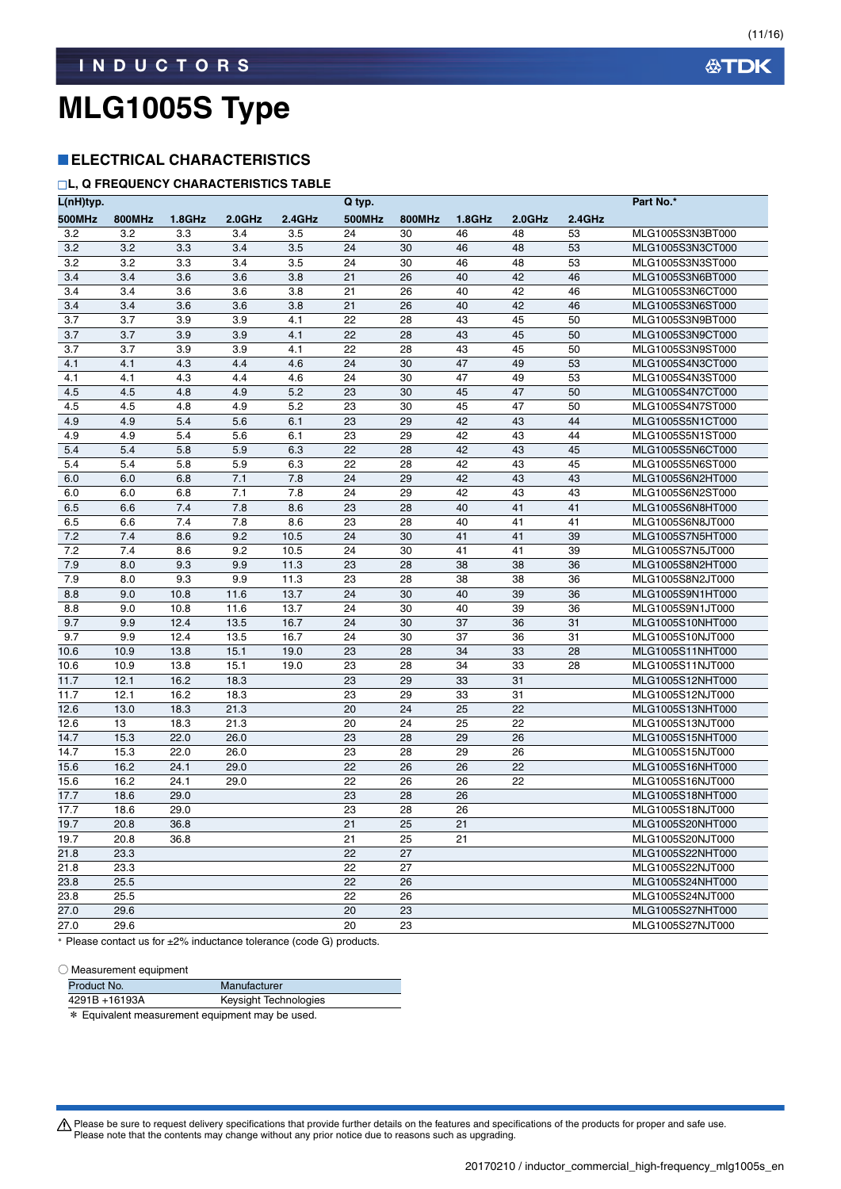# MLG1005S Type

## ELECTRICAL CHARACTERISTICS

### L, Q FREQUENCY CHARACTERISTICS TABLE

| L(nH)typ. | | | | | Q typ. | | | | | Part No.* |
|---|---|---|---|---|---|---|---|---|---|---|
| 500MHz | 800MHz | 1.8GHz | 2.0GHz | 2.4GHz | 500MHz | 800MHz | 1.8GHz | 2.0GHz | 2.4GHz | |
| 3.2 | 3.2 | 3.3 | 3.4 | 3.5 | 24 | 30 | 46 | 48 | 53 | MLG1005S3N3BT000 |
| 3.2 | 3.2 | 3.3 | 3.4 | 3.5 | 24 | 30 | 46 | 48 | 53 | MLG1005S3N3CT000 |
| 3.2 | 3.2 | 3.3 | 3.4 | 3.5 | 24 | 30 | 46 | 48 | 53 | MLG1005S3N3ST000 |
| 3.4 | 3.4 | 3.6 | 3.6 | 3.8 | 21 | 26 | 40 | 42 | 46 | MLG1005S3N6BT000 |
| 3.4 | 3.4 | 3.6 | 3.6 | 3.8 | 21 | 26 | 40 | 42 | 46 | MLG1005S3N6CT000 |
| 3.4 | 3.4 | 3.6 | 3.6 | 3.8 | 21 | 26 | 40 | 42 | 46 | MLG1005S3N6ST000 |
| 3.7 | 3.7 | 3.9 | 3.9 | 4.1 | 22 | 28 | 43 | 45 | 50 | MLG1005S3N9BT000 |
| 3.7 | 3.7 | 3.9 | 3.9 | 4.1 | 22 | 28 | 43 | 45 | 50 | MLG1005S3N9CT000 |
| 3.7 | 3.7 | 3.9 | 3.9 | 4.1 | 22 | 28 | 43 | 45 | 50 | MLG1005S3N9ST000 |
| 4.1 | 4.1 | 4.3 | 4.4 | 4.6 | 24 | 30 | 47 | 49 | 53 | MLG1005S4N3CT000 |
| 4.1 | 4.1 | 4.3 | 4.4 | 4.6 | 24 | 30 | 47 | 49 | 53 | MLG1005S4N3ST000 |
| 4.5 | 4.5 | 4.8 | 4.9 | 5.2 | 23 | 30 | 45 | 47 | 50 | MLG1005S4N7CT000 |
| 4.5 | 4.5 | 4.8 | 4.9 | 5.2 | 23 | 30 | 45 | 47 | 50 | MLG1005S4N7ST000 |
| 4.9 | 4.9 | 5.4 | 5.6 | 6.1 | 23 | 29 | 42 | 43 | 44 | MLG1005S5N1CT000 |
| 4.9 | 4.9 | 5.4 | 5.6 | 6.1 | 23 | 29 | 42 | 43 | 44 | MLG1005S5N1ST000 |
| 5.4 | 5.4 | 5.8 | 5.9 | 6.3 | 22 | 28 | 42 | 43 | 45 | MLG1005S5N6CT000 |
| 5.4 | 5.4 | 5.8 | 5.9 | 6.3 | 22 | 28 | 42 | 43 | 45 | MLG1005S5N6ST000 |
| 6.0 | 6.0 | 6.8 | 7.1 | 7.8 | 24 | 29 | 42 | 43 | 43 | MLG1005S6N2HT000 |
| 6.0 | 6.0 | 6.8 | 7.1 | 7.8 | 24 | 29 | 42 | 43 | 43 | MLG1005S6N2ST000 |
| 6.5 | 6.6 | 7.4 | 7.8 | 8.6 | 23 | 28 | 40 | 41 | 41 | MLG1005S6N8HT000 |
| 6.5 | 6.6 | 7.4 | 7.8 | 8.6 | 23 | 28 | 40 | 41 | 41 | MLG1005S6N8JT000 |
| 7.2 | 7.4 | 8.6 | 9.2 | 10.5 | 24 | 30 | 41 | 41 | 39 | MLG1005S7N5HT000 |
| 7.2 | 7.4 | 8.6 | 9.2 | 10.5 | 24 | 30 | 41 | 41 | 39 | MLG1005S7N5JT000 |
| 7.9 | 8.0 | 9.3 | 9.9 | 11.3 | 23 | 28 | 38 | 38 | 36 | MLG1005S8N2HT000 |
| 7.9 | 8.0 | 9.3 | 9.9 | 11.3 | 23 | 28 | 38 | 38 | 36 | MLG1005S8N2JT000 |
| 8.8 | 9.0 | 10.8 | 11.6 | 13.7 | 24 | 30 | 40 | 39 | 36 | MLG1005S9N1HT000 |
| 8.8 | 9.0 | 10.8 | 11.6 | 13.7 | 24 | 30 | 40 | 39 | 36 | MLG1005S9N1JT000 |
| 9.7 | 9.9 | 12.4 | 13.5 | 16.7 | 24 | 30 | 37 | 36 | 31 | MLG1005S10NHT000 |
| 9.7 | 9.9 | 12.4 | 13.5 | 16.7 | 24 | 30 | 37 | 36 | 31 | MLG1005S10NJT000 |
| 10.6 | 10.9 | 13.8 | 15.1 | 19.0 | 23 | 28 | 34 | 33 | 28 | MLG1005S11NHT000 |
| 10.6 | 10.9 | 13.8 | 15.1 | 19.0 | 23 | 28 | 34 | 33 | 28 | MLG1005S11NJT000 |
| 11.7 | 12.1 | 16.2 | 18.3 | | 23 | 29 | 33 | 31 | | MLG1005S12NHT000 |
| 11.7 | 12.1 | 16.2 | 18.3 | | 23 | 29 | 33 | 31 | | MLG1005S12NJT000 |
| 12.6 | 13.0 | 18.3 | 21.3 | | 20 | 24 | 25 | 22 | | MLG1005S13NHT000 |
| 12.6 | 13 | 18.3 | 21.3 | | 20 | 24 | 25 | 22 | | MLG1005S13NJT000 |
| 14.7 | 15.3 | 22.0 | 26.0 | | 23 | 28 | 29 | 26 | | MLG1005S15NHT000 |
| 14.7 | 15.3 | 22.0 | 26.0 | | 23 | 28 | 29 | 26 | | MLG1005S15NJT000 |
| 15.6 | 16.2 | 24.1 | 29.0 | | 22 | 26 | 26 | 22 | | MLG1005S16NHT000 |
| 15.6 | 16.2 | 24.1 | 29.0 | | 22 | 26 | 26 | 22 | | MLG1005S16NJT000 |
| 17.7 | 18.6 | 29.0 | | | 23 | 28 | 26 | | | MLG1005S18NHT000 |
| 17.7 | 18.6 | 29.0 | | | 23 | 28 | 26 | | | MLG1005S18NJT000 |
| 19.7 | 20.8 | 36.8 | | | 21 | 25 | 21 | | | MLG1005S20NHT000 |
| 19.7 | 20.8 | 36.8 | | | 21 | 25 | 21 | | | MLG1005S20NJT000 |
| 21.8 | 23.3 | | | | 22 | 27 | | | | MLG1005S22NHT000 |
| 21.8 | 23.3 | | | | 22 | 27 | | | | MLG1005S22NJT000 |
| 23.8 | 25.5 | | | | 22 | 26 | | | | MLG1005S24NHT000 |
| 23.8 | 25.5 | | | | 22 | 26 | | | | MLG1005S24NJT000 |
| 27.0 | 29.6 | | | | 20 | 23 | | | | MLG1005S27NHT000 |
| 27.0 | 29.6 | | | | 20 | 23 | | | | MLG1005S27NJT000 |

* Please contact us for ±2% inductance tolerance (code G) products.

○ Measurement equipment

| Product No. | Manufacturer |
|---|---|
| 4291B +16193A | Keysight Technologies |

* Equivalent measurement equipment may be used.

⚠ Please be sure to request delivery specifications that provide further details on the features and specifications of the products for proper and safe use.
Please note that the contents may change without any prior notice due to reasons such as upgrading.

20170210 / inductor_commercial_high-frequency_mlg1005s_en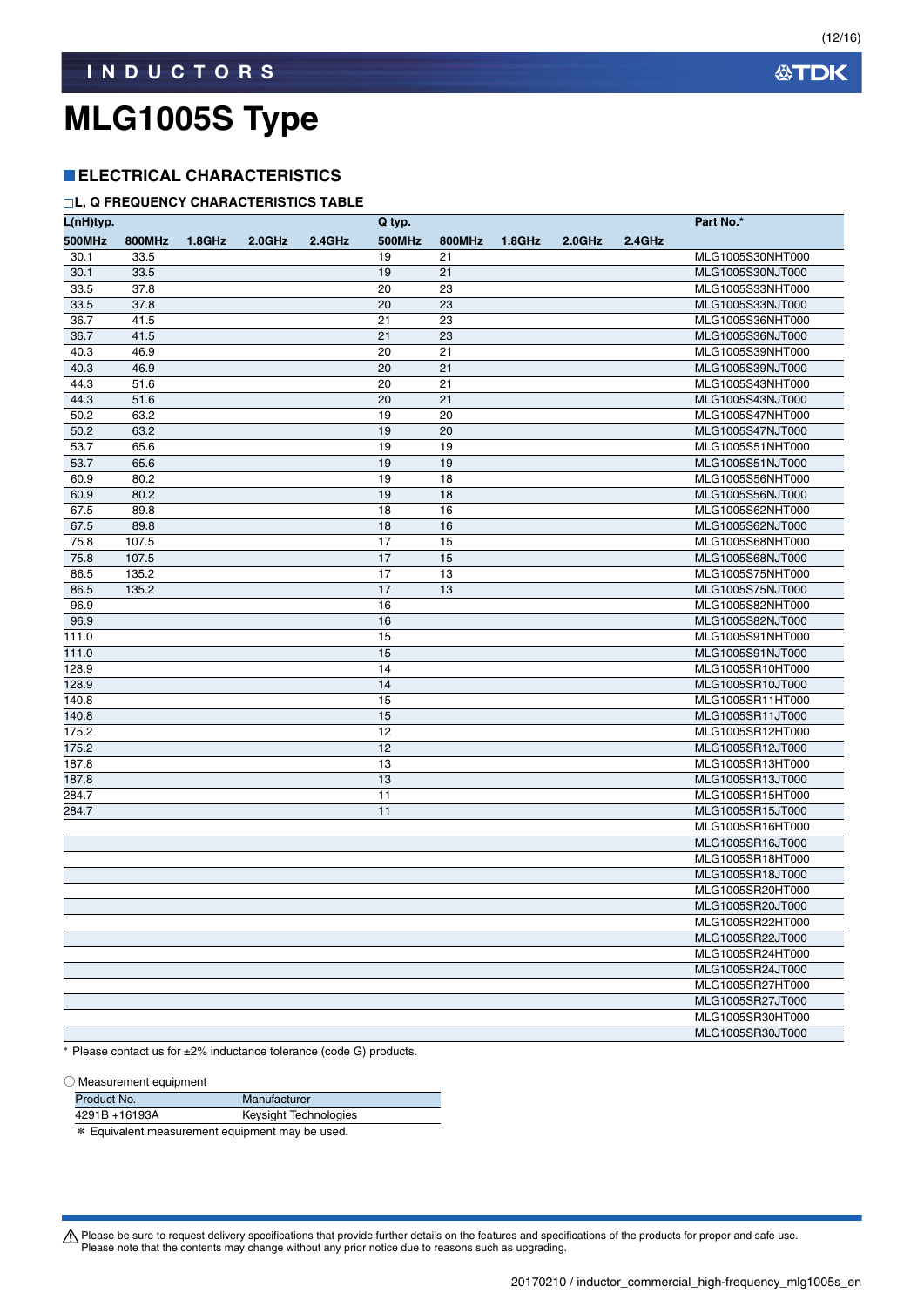# MLG1005S Type

## ELECTRICAL CHARACTERISTICS

### L, Q FREQUENCY CHARACTERISTICS TABLE

| L(nH)typ. | | | | | Q typ. | | | | | Part No.* |
|---|---|---|---|---|---|---|---|---|---|---|
| 500MHz | 800MHz | 1.8GHz | 2.0GHz | 2.4GHz | 500MHz | 800MHz | 1.8GHz | 2.0GHz | 2.4GHz | |
| 30.1 | 33.5 | | | | 19 | 21 | | | | MLG1005S30NHT000 |
| 30.1 | 33.5 | | | | 19 | 21 | | | | MLG1005S30NJT000 |
| 33.5 | 37.8 | | | | 20 | 23 | | | | MLG1005S33NHT000 |
| 33.5 | 37.8 | | | | 20 | 23 | | | | MLG1005S33NJT000 |
| 36.7 | 41.5 | | | | 21 | 23 | | | | MLG1005S36NHT000 |
| 36.7 | 41.5 | | | | 21 | 23 | | | | MLG1005S36NJT000 |
| 40.3 | 46.9 | | | | 20 | 21 | | | | MLG1005S39NHT000 |
| 40.3 | 46.9 | | | | 20 | 21 | | | | MLG1005S39NJT000 |
| 44.3 | 51.6 | | | | 20 | 21 | | | | MLG1005S43NHT000 |
| 44.3 | 51.6 | | | | 20 | 21 | | | | MLG1005S43NJT000 |
| 50.2 | 63.2 | | | | 19 | 20 | | | | MLG1005S47NHT000 |
| 50.2 | 63.2 | | | | 19 | 20 | | | | MLG1005S47NJT000 |
| 53.7 | 65.6 | | | | 19 | 19 | | | | MLG1005S51NHT000 |
| 53.7 | 65.6 | | | | 19 | 19 | | | | MLG1005S51NJT000 |
| 60.9 | 80.2 | | | | 19 | 18 | | | | MLG1005S56NHT000 |
| 60.9 | 80.2 | | | | 19 | 18 | | | | MLG1005S56NJT000 |
| 67.5 | 89.8 | | | | 18 | 16 | | | | MLG1005S62NHT000 |
| 67.5 | 89.8 | | | | 18 | 16 | | | | MLG1005S62NJT000 |
| 75.8 | 107.5 | | | | 17 | 15 | | | | MLG1005S68NHT000 |
| 75.8 | 107.5 | | | | 17 | 15 | | | | MLG1005S68NJT000 |
| 86.5 | 135.2 | | | | 17 | 13 | | | | MLG1005S75NHT000 |
| 86.5 | 135.2 | | | | 17 | 13 | | | | MLG1005S75NJT000 |
| 96.9 | | | | | 16 | | | | | MLG1005S82NHT000 |
| 96.9 | | | | | 16 | | | | | MLG1005S82NJT000 |
| 111.0 | | | | | 15 | | | | | MLG1005S91NHT000 |
| 111.0 | | | | | 15 | | | | | MLG1005S91NJT000 |
| 128.9 | | | | | 14 | | | | | MLG1005SR10HT000 |
| 128.9 | | | | | 14 | | | | | MLG1005SR10JT000 |
| 140.8 | | | | | 15 | | | | | MLG1005SR11HT000 |
| 140.8 | | | | | 15 | | | | | MLG1005SR11JT000 |
| 175.2 | | | | | 12 | | | | | MLG1005SR12HT000 |
| 175.2 | | | | | 12 | | | | | MLG1005SR12JT000 |
| 187.8 | | | | | 13 | | | | | MLG1005SR13HT000 |
| 187.8 | | | | | 13 | | | | | MLG1005SR13JT000 |
| 284.7 | | | | | 11 | | | | | MLG1005SR15HT000 |
| 284.7 | | | | | 11 | | | | | MLG1005SR15JT000 |
| | | | | | | | | | | MLG1005SR16HT000 |
| | | | | | | | | | | MLG1005SR16JT000 |
| | | | | | | | | | | MLG1005SR18HT000 |
| | | | | | | | | | | MLG1005SR18JT000 |
| | | | | | | | | | | MLG1005SR20HT000 |
| | | | | | | | | | | MLG1005SR20JT000 |
| | | | | | | | | | | MLG1005SR22HT000 |
| | | | | | | | | | | MLG1005SR22JT000 |
| | | | | | | | | | | MLG1005SR24HT000 |
| | | | | | | | | | | MLG1005SR24JT000 |
| | | | | | | | | | | MLG1005SR27HT000 |
| | | | | | | | | | | MLG1005SR27JT000 |
| | | | | | | | | | | MLG1005SR30HT000 |
| | | | | | | | | | | MLG1005SR30JT000 |

* Please contact us for ±2% inductance tolerance (code G) products.

○ Measurement equipment

| Product No. | Manufacturer |
|---|---|
| 4291B +16193A | Keysight Technologies |

＊ Equivalent measurement equipment may be used.

⚠ Please be sure to request delivery specifications that provide further details on the features and specifications of the products for proper and safe use.
Please note that the contents may change without any prior notice due to reasons such as upgrading.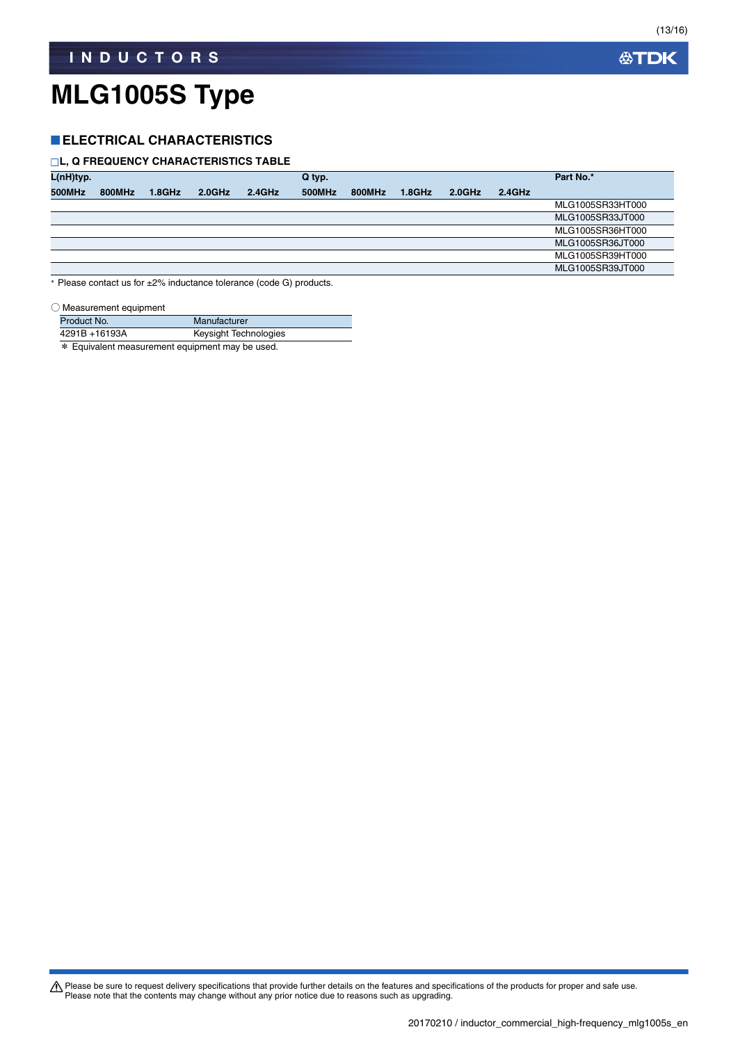# MLG1005S Type

## ■ ELECTRICAL CHARACTERISTICS

### □L, Q FREQUENCY CHARACTERISTICS TABLE

| L(nH)typ. | | | | | Q typ. | | | | | Part No.* |
|---|---|---|---|---|---|---|---|---|---|---|
| 500MHz | 800MHz | 1.8GHz | 2.0GHz | 2.4GHz | 500MHz | 800MHz | 1.8GHz | 2.0GHz | 2.4GHz | |
| | | | | | | | | | | MLG1005SR33HT000 |
| | | | | | | | | | | MLG1005SR33JT000 |
| | | | | | | | | | | MLG1005SR36HT000 |
| | | | | | | | | | | MLG1005SR36JT000 |
| | | | | | | | | | | MLG1005SR39HT000 |
| | | | | | | | | | | MLG1005SR39JT000 |

* Please contact us for ±2% inductance tolerance (code G) products.

○ Measurement equipment

| Product No. | Manufacturer |
|---|---|
| 4291B +16193A | Keysight Technologies |

* Equivalent measurement equipment may be used.

⚠ Please be sure to request delivery specifications that provide further details on the features and specifications of the products for proper and safe use.
Please note that the contents may change without any prior notice due to reasons such as upgrading.

20170210 / inductor_commercial_high-frequency_mlg1005s_en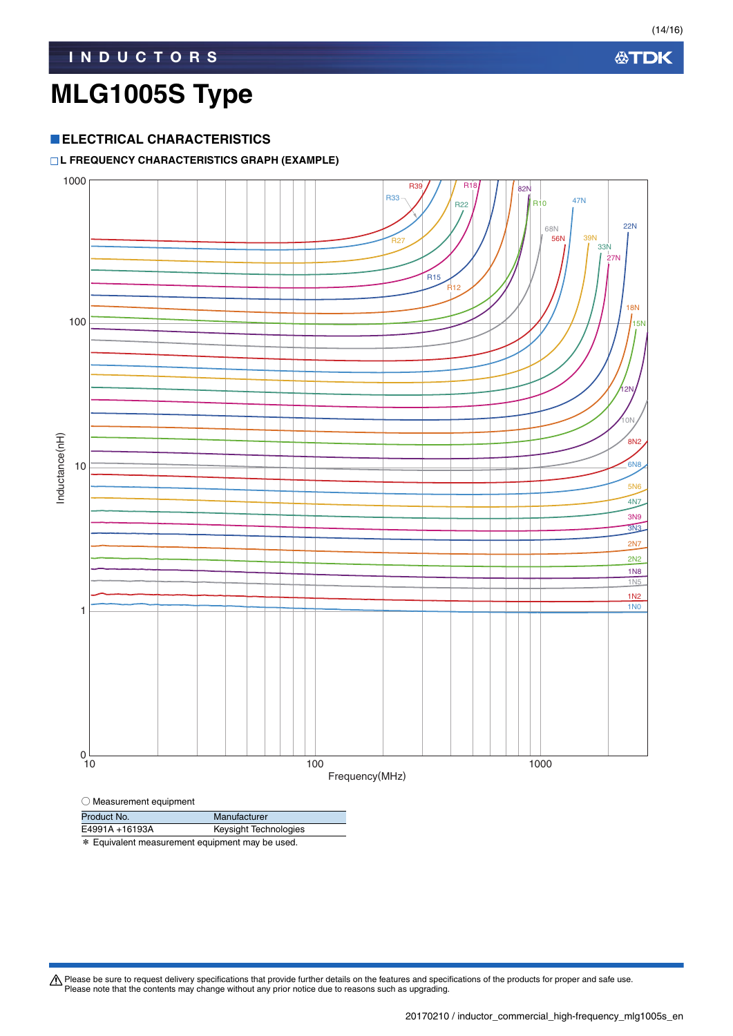# MLG1005S Type

## ■ELECTRICAL CHARACTERISTICS

### □L FREQUENCY CHARACTERISTICS GRAPH (EXAMPLE)

Inductance(nH)

1000

100

10

1

0

10

100

1000

Frequency(MHz)

R39 R33 R27 R18 R22 R15 R12 82N R10 47N 68N 56N 39N 22N 33N 27N 18N 15N 12N 10N 8N2 6N8 5N6 4N7 3N9 3N3 2N7 2N2 1N8 1N5 1N2 1N0

○ Measurement equipment

| Product No. | Manufacturer |
|---|---|
| E4991A +16193A | Keysight Technologies |

＊ Equivalent measurement equipment may be used.

⚠ Please be sure to request delivery specifications that provide further details on the features and specifications of the products for proper and safe use.
Please note that the contents may change without any prior notice due to reasons such as upgrading.

20170210 / inductor_commercial_high-frequency_mlg1005s_en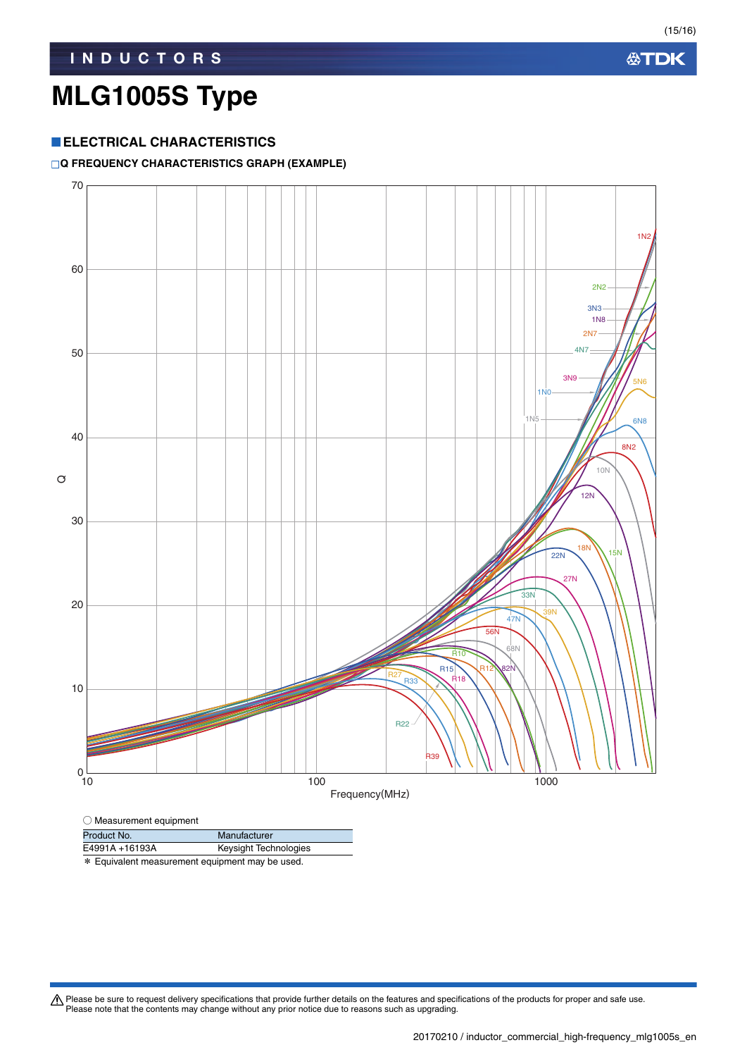# MLG1005S Type

## ■ELECTRICAL CHARACTERISTICS

### □Q FREQUENCY CHARACTERISTICS GRAPH (EXAMPLE)

Q

70
60
50
40
30
20
10
0

10
100
1000

Frequency(MHz)

1N2
2N2
3N3
1N8
2N7
4N7
3N9
1N0
5N6
1N5
6N8
8N2
10N
12N
18N
15N
22N
27N
33N
39N
47N
56N
68N
R10
R12
82N
R15
R18
R27
R33
R22
R39

○ Measurement equipment

| Product No. | Manufacturer |
|---|---|
| E4991A +16193A | Keysight Technologies |

＊ Equivalent measurement equipment may be used.

⚠ Please be sure to request delivery specifications that provide further details on the features and specifications of the products for proper and safe use.
Please note that the contents may change without any prior notice due to reasons such as upgrading.

20170210 / inductor_commercial_high-frequency_mlg1005s_en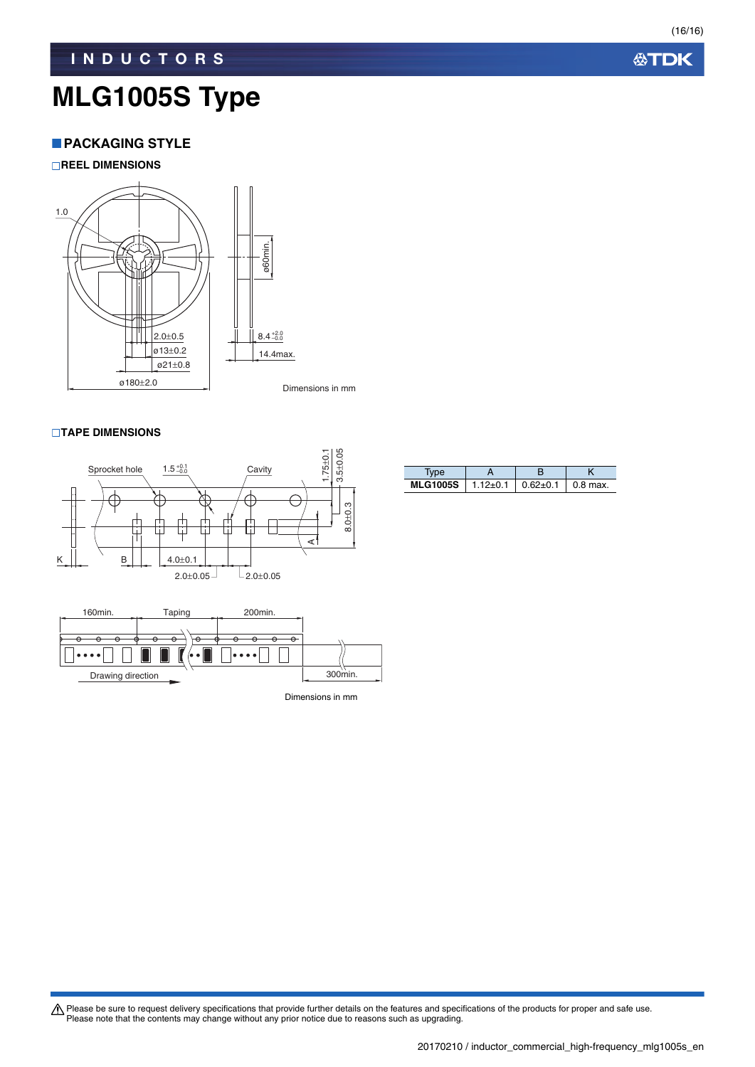# MLG1005S Type

## PACKAGING STYLE

### REEL DIMENSIONS

1.0

ø60min.

2.0±0.5

ø13±0.2

ø21±0.8

ø180±2.0

$8.4^{+2.0}_{-0.0}$

14.4max.

Dimensions in mm

### TAPE DIMENSIONS

Sprocket hole

$1.5^{+0.1}_{-0.0}$

Cavity

1.75±0.1

3.5±0.05

8.0±0.3

A

K

B

4.0±0.1

2.0±0.05

2.0±0.05

| Type | A | B | K |
|---|---|---|---|
| **MLG1005S** | 1.12±0.1 | 0.62±0.1 | 0.8 max. |

160min.

Taping

200min.

Drawing direction

300min.

Dimensions in mm

Please be sure to request delivery specifications that provide further details on the features and specifications of the products for proper and safe use.
Please note that the contents may change without any prior notice due to reasons such as upgrading.